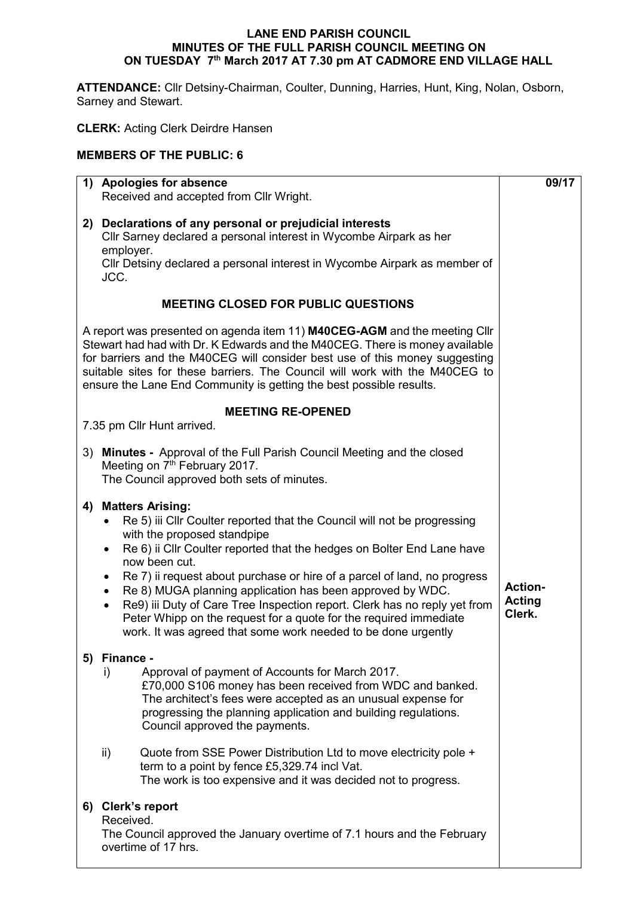# LANE END PARISH COUNCIL
## MINUTES OF THE FULL PARISH COUNCIL MEETING ON
## ON TUESDAY 7th March 2017 AT 7.30 pm AT CADMORE END VILLAGE HALL

**ATTENDANCE:** Cllr Detsiny-Chairman, Coulter, Dunning, Harries, Hunt, King, Nolan, Osborn, Sarney and Stewart.

**CLERK:** Acting Clerk Deirdre Hansen

**MEMBERS OF THE PUBLIC: 6**

| | **09/17** |
|---|---|
| **1) Apologies for absence**<br>Received and accepted from Cllr Wright. | |
| **2) Declarations of any personal or prejudicial interests**<br>Cllr Sarney declared a personal interest in Wycombe Airpark as her employer.<br>Cllr Detsiny declared a personal interest in Wycombe Airpark as member of JCC. | |
| **MEETING CLOSED FOR PUBLIC QUESTIONS** | |
| A report was presented on agenda item 11) **M40CEG-AGM** and the meeting Cllr Stewart had had with Dr. K Edwards and the M40CEG. There is money available for barriers and the M40CEG will consider best use of this money suggesting suitable sites for these barriers. The Council will work with the M40CEG to ensure the Lane End Community is getting the best possible results. | |
| **MEETING RE-OPENED**<br>7.35 pm Cllr Hunt arrived. | |
| 3) **Minutes -** Approval of the Full Parish Council Meeting and the closed Meeting on 7th February 2017.<br>The Council approved both sets of minutes. | |
| **4) Matters Arising:**<br>• Re 5) iii Cllr Coulter reported that the Council will not be progressing with the proposed standpipe<br>• Re 6) ii Cllr Coulter reported that the hedges on Bolter End Lane have now been cut.<br>• Re 7) ii request about purchase or hire of a parcel of land, no progress<br>• Re 8) MUGA planning application has been approved by WDC.<br>• Re9) iii Duty of Care Tree Inspection report. Clerk has no reply yet from Peter Whipp on the request for a quote for the required immediate work. It was agreed that some work needed to be done urgently | **Action-Acting Clerk.** |
| **5) Finance -**<br>i) Approval of payment of Accounts for March 2017.<br>£70,000 S106 money has been received from WDC and banked. The architect's fees were accepted as an unusual expense for progressing the planning application and building regulations. Council approved the payments.<br><br>ii) Quote from SSE Power Distribution Ltd to move electricity pole + term to a point by fence £5,329.74 incl Vat.<br>The work is too expensive and it was decided not to progress. | |
| **6) Clerk's report**<br>Received.<br>The Council approved the January overtime of 7.1 hours and the February overtime of 17 hrs. | |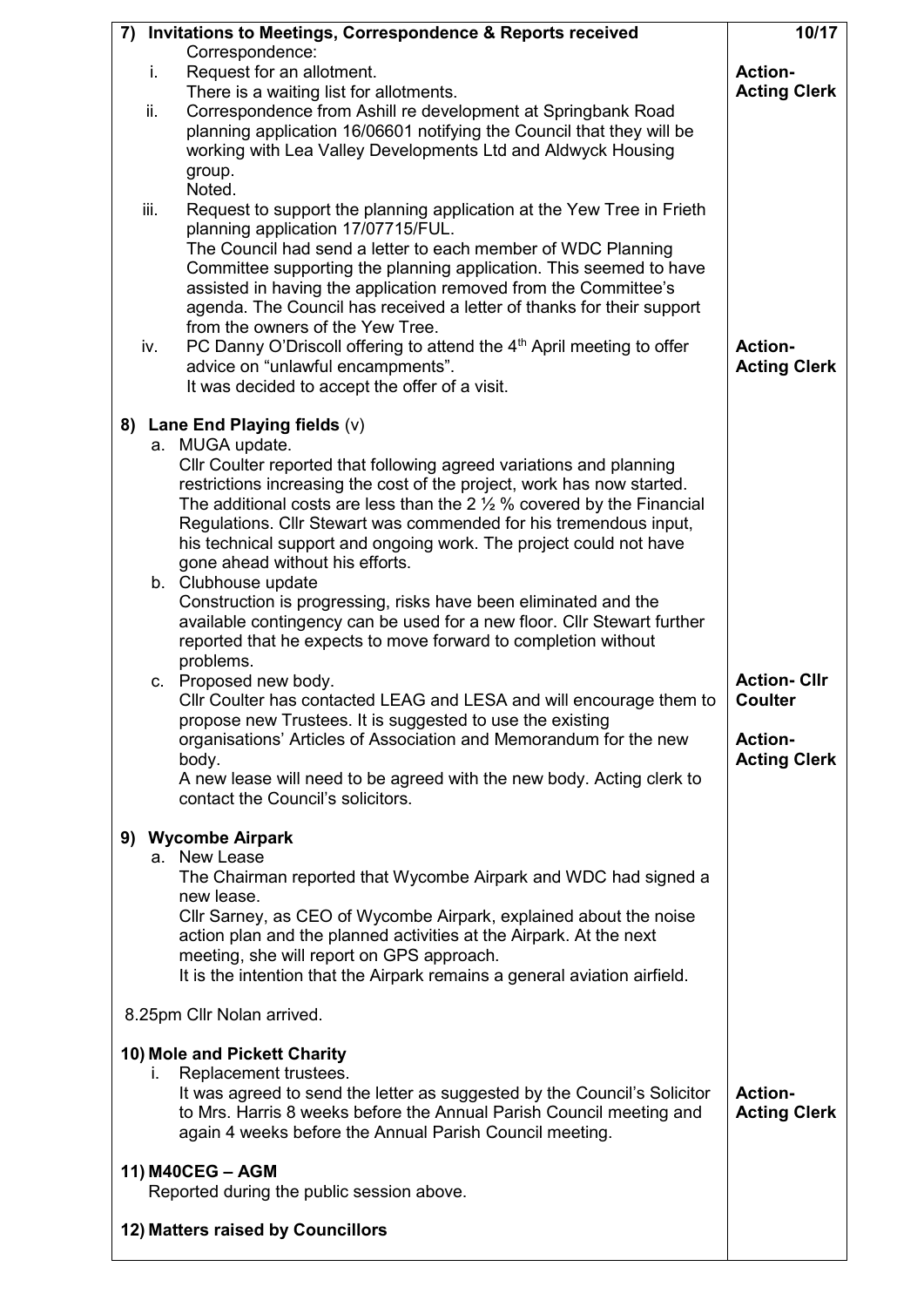## 7) Invitations to Meetings, Correspondence & Reports received

Correspondence:

i. Request for an allotment.
There is a waiting list for allotments.

**Action- Acting Clerk**

ii. Correspondence from Ashill re development at Springbank Road planning application 16/06601 notifying the Council that they will be working with Lea Valley Developments Ltd and Aldwyck Housing group.
Noted.

iii. Request to support the planning application at the Yew Tree in Frieth planning application 17/07715/FUL.
The Council had send a letter to each member of WDC Planning Committee supporting the planning application. This seemed to have assisted in having the application removed from the Committee's agenda. The Council has received a letter of thanks for their support from the owners of the Yew Tree.

iv. PC Danny O'Driscoll offering to attend the 4th April meeting to offer advice on "unlawful encampments".
It was decided to accept the offer of a visit.

**Action- Acting Clerk**

## 8) Lane End Playing fields (v)

a. MUGA update.
Cllr Coulter reported that following agreed variations and planning restrictions increasing the cost of the project, work has now started. The additional costs are less than the 2 ½ % covered by the Financial Regulations. Cllr Stewart was commended for his tremendous input, his technical support and ongoing work. The project could not have gone ahead without his efforts.

b. Clubhouse update
Construction is progressing, risks have been eliminated and the available contingency can be used for a new floor. Cllr Stewart further reported that he expects to move forward to completion without problems.

c. Proposed new body.
Cllr Coulter has contacted LEAG and LESA and will encourage them to propose new Trustees. It is suggested to use the existing organisations' Articles of Association and Memorandum for the new body.
A new lease will need to be agreed with the new body. Acting clerk to contact the Council's solicitors.

**Action- Cllr Coulter**

**Action- Acting Clerk**

## 9) Wycombe Airpark

a. New Lease
The Chairman reported that Wycombe Airpark and WDC had signed a new lease.
Cllr Sarney, as CEO of Wycombe Airpark, explained about the noise action plan and the planned activities at the Airpark. At the next meeting, she will report on GPS approach.
It is the intention that the Airpark remains a general aviation airfield.

8.25pm Cllr Nolan arrived.

## 10) Mole and Pickett Charity

i. Replacement trustees.
It was agreed to send the letter as suggested by the Council's Solicitor to Mrs. Harris 8 weeks before the Annual Parish Council meeting and again 4 weeks before the Annual Parish Council meeting.

**Action- Acting Clerk**

## 11) M40CEG – AGM

Reported during the public session above.

## 12) Matters raised by Councillors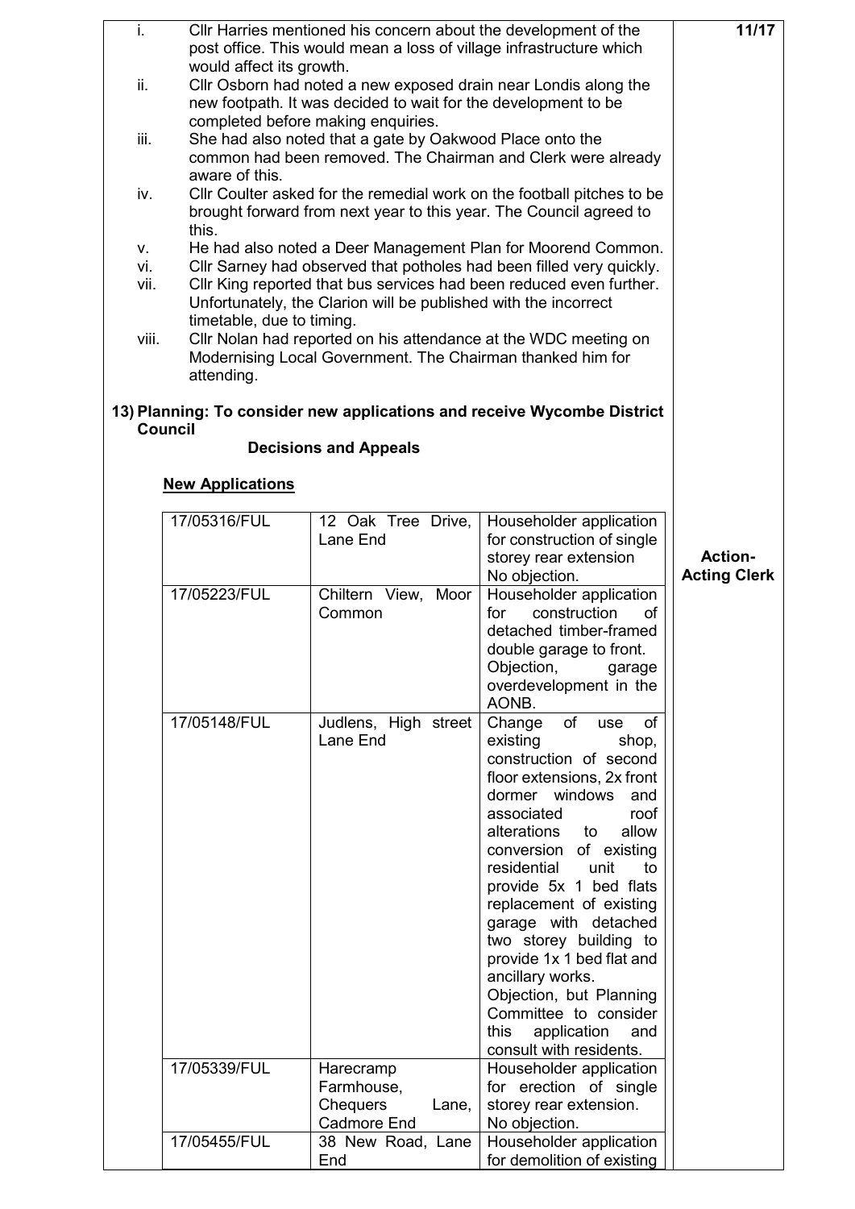i. Cllr Harries mentioned his concern about the development of the post office. This would mean a loss of village infrastructure which would affect its growth.
ii. Cllr Osborn had noted a new exposed drain near Londis along the new footpath. It was decided to wait for the development to be completed before making enquiries.
iii. She had also noted that a gate by Oakwood Place onto the common had been removed. The Chairman and Clerk were already aware of this.
iv. Cllr Coulter asked for the remedial work on the football pitches to be brought forward from next year to this year. The Council agreed to this.
v. He had also noted a Deer Management Plan for Moorend Common.
vi. Cllr Sarney had observed that potholes had been filled very quickly.
vii. Cllr King reported that bus services had been reduced even further. Unfortunately, the Clarion will be published with the incorrect timetable, due to timing.
viii. Cllr Nolan had reported on his attendance at the WDC meeting on Modernising Local Government. The Chairman thanked him for attending.

**13) Planning: To consider new applications and receive Wycombe District Council Decisions and Appeals**

**New Applications**

**Action- Acting Clerk**

| | | |
|---|---|---|
| 17/05316/FUL | 12 Oak Tree Drive, Lane End | Householder application for construction of single storey rear extension No objection. |
| 17/05223/FUL | Chiltern View, Moor Common | Householder application for construction of detached timber-framed double garage to front. Objection, garage overdevelopment in the AONB. |
| 17/05148/FUL | Judlens, High street Lane End | Change of use of existing shop, construction of second floor extensions, 2x front dormer windows and associated roof alterations to allow conversion of existing residential unit to provide 5x 1 bed flats replacement of existing garage with detached two storey building to provide 1x 1 bed flat and ancillary works. Objection, but Planning Committee to consider this application and consult with residents. |
| 17/05339/FUL | Harecramp Farmhouse, Chequers Lane, Cadmore End | Householder application for erection of single storey rear extension. No objection. |
| 17/05455/FUL | 38 New Road, Lane End | Householder application for demolition of existing |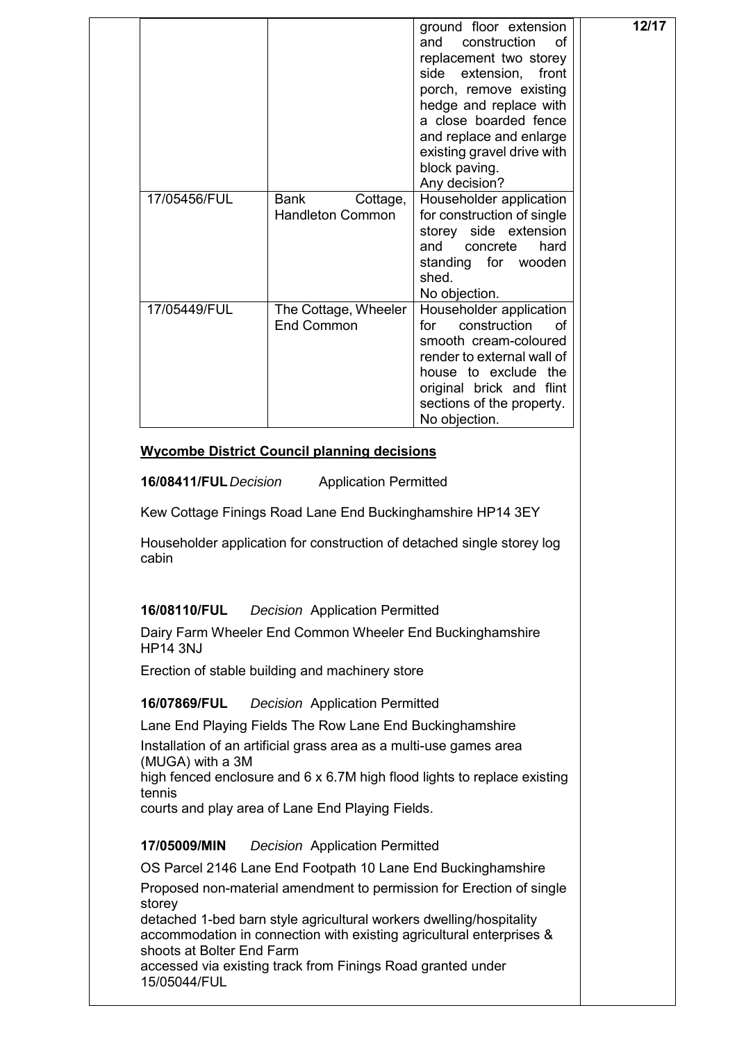| | | |
|---|---|---|
| | | ground floor extension and construction of replacement two storey side extension, front porch, remove existing hedge and replace with a close boarded fence and replace and enlarge existing gravel drive with block paving. Any decision? |
| 17/05456/FUL | Bank Cottage, Handleton Common | Householder application for construction of single storey side extension and concrete hard standing for wooden shed. No objection. |
| 17/05449/FUL | The Cottage, Wheeler End Common | Householder application for construction of smooth cream-coloured render to external wall of house to exclude the original brick and flint sections of the property. No objection. |

**Wycombe District Council planning decisions**

**16/08411/FUL** *Decision* Application Permitted

Kew Cottage Finings Road Lane End Buckinghamshire HP14 3EY

Householder application for construction of detached single storey log cabin

**16/08110/FUL** *Decision* Application Permitted

Dairy Farm Wheeler End Common Wheeler End Buckinghamshire HP14 3NJ

Erection of stable building and machinery store

**16/07869/FUL** *Decision* Application Permitted

Lane End Playing Fields The Row Lane End Buckinghamshire

Installation of an artificial grass area as a multi-use games area (MUGA) with a 3M high fenced enclosure and 6 x 6.7M high flood lights to replace existing tennis courts and play area of Lane End Playing Fields.

**17/05009/MIN** *Decision* Application Permitted

OS Parcel 2146 Lane End Footpath 10 Lane End Buckinghamshire

Proposed non-material amendment to permission for Erection of single storey detached 1-bed barn style agricultural workers dwelling/hospitality accommodation in connection with existing agricultural enterprises & shoots at Bolter End Farm accessed via existing track from Finings Road granted under 15/05044/FUL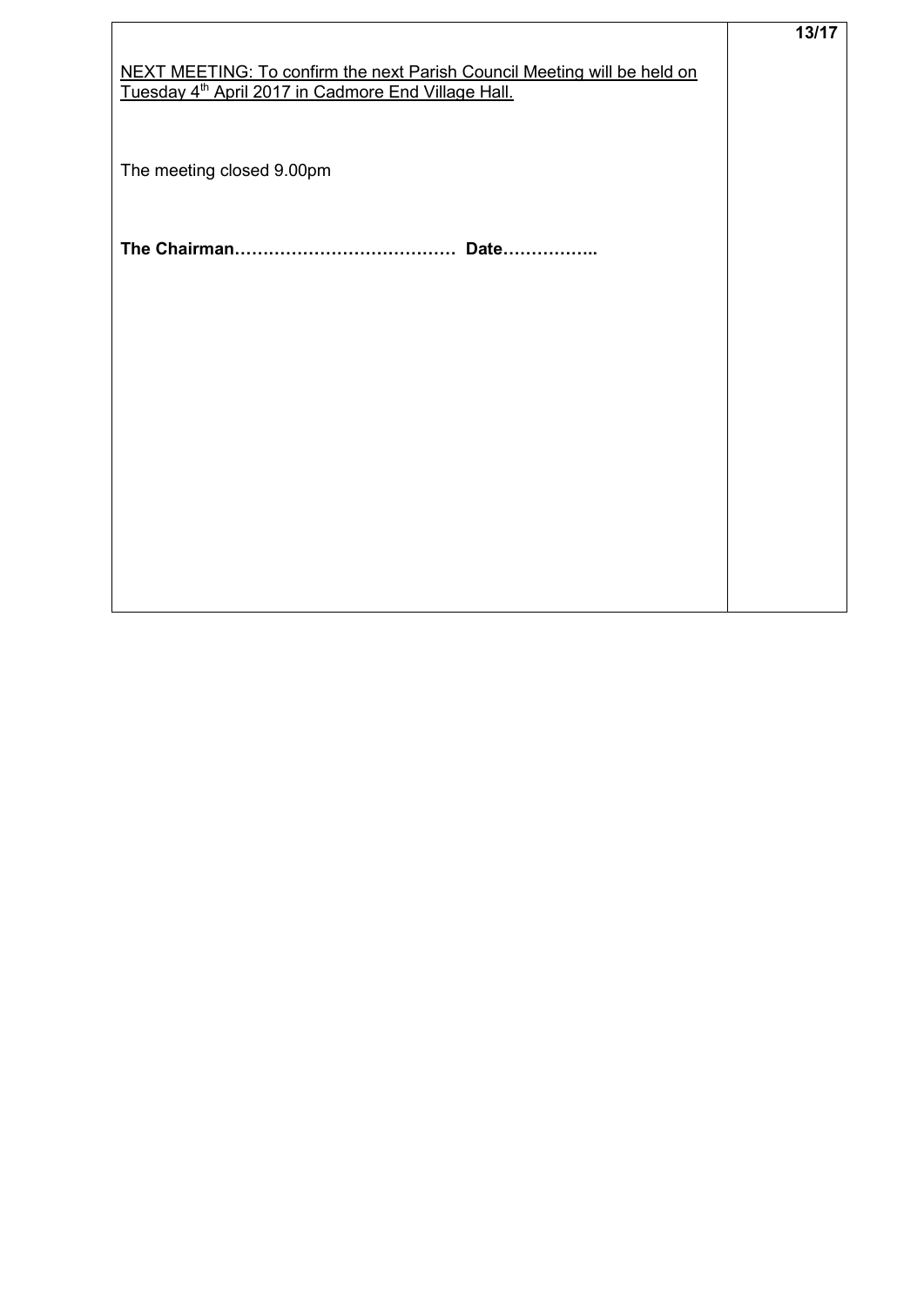<u>NEXT MEETING: To confirm the next Parish Council Meeting will be held on Tuesday 4th April 2017 in Cadmore End Village Hall.</u>

The meeting closed 9.00pm

**The Chairman………………………………… Date……………..**